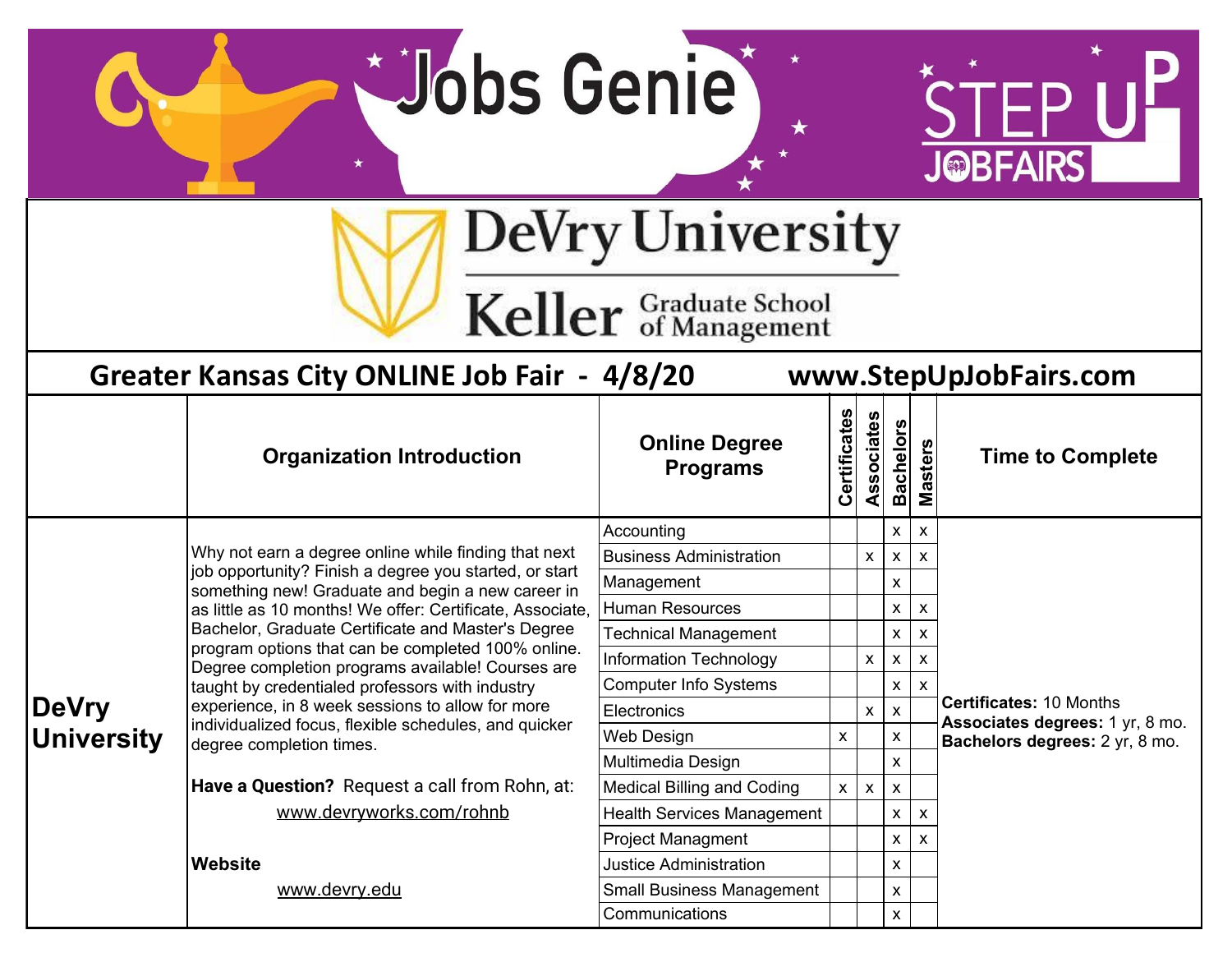# Jobs Genie

STEP UP JOBFAIRS

## DeVry University

Keller Graduate School of Management

## Greater Kansas City ONLINE Job Fair - 4/8/20 www.StepUpJobFairs.com

| | Organization Introduction | Online Degree Programs | Certificates | Associates | Bachelors | Masters | Time to Complete |
|---|---|---|---|---|---|---|---|
| **DeVry University** | Why not earn a degree online while finding that next job opportunity? Finish a degree you started, or start something new! Graduate and begin a new career in as little as 10 months! We offer: Certificate, Associate, Bachelor, Graduate Certificate and Master's Degree program options that can be completed 100% online. Degree completion programs available! Courses are taught by credentialed professors with industry experience, in 8 week sessions to allow for more individualized focus, flexible schedules, and quicker degree completion times. | Accounting | | | x | x | **Certificates:** 10 Months<br>**Associates degrees:** 1 yr, 8 mo.<br>**Bachelors degrees:** 2 yr, 8 mo. |
| | | Business Administration | | x | x | x | |
| | | Management | | | x | | |
| | | Human Resources | | | x | x | |
| | | Technical Management | | | x | x | |
| | | Information Technology | | x | x | x | |
| | | Computer Info Systems | | | x | x | |
| | | Electronics | | x | x | | |
| | | Web Design | x | | x | | |
| | | Multimedia Design | | | x | | |
| | **Have a Question?** Request a call from Rohn, at: www.devryworks.com/rohnb | Medical Billing and Coding | x | x | x | | |
| | | Health Services Management | | | x | x | |
| | | Project Managment | | | x | x | |
| | **Website** www.devry.edu | Justice Administration | | | x | | |
| | | Small Business Management | | | x | | |
| | | Communications | | | x | | |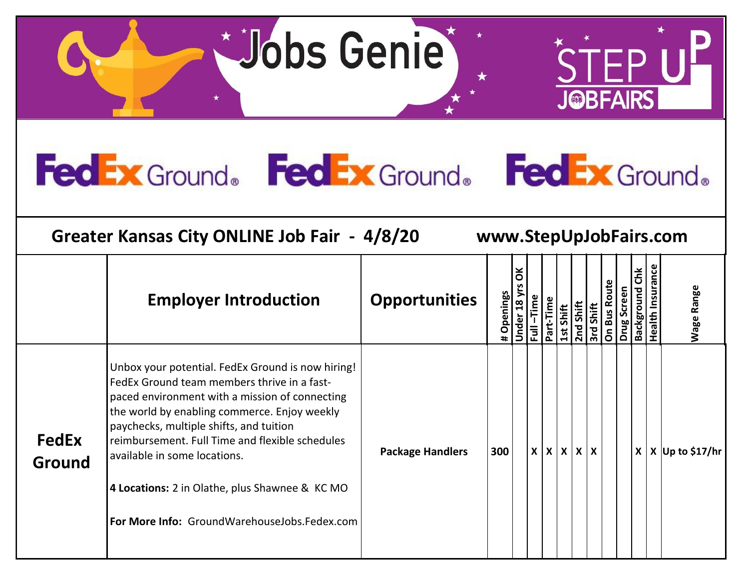# Jobs Genie

STEP UP JOBFAIRS

FedEx Ground. FedEx Ground. FedEx Ground.

## Greater Kansas City ONLINE Job Fair - 4/8/20 www.StepUpJobFairs.com

| | Employer Introduction | Opportunities | # Openings | Under 18 yrs OK | Full –Time | Part-Time | 1st Shift | 2nd Shift | 3rd Shift | On Bus Route | Drug Screen | Background Chk | Health Insurance | Wage Range |
|---|---|---|---|---|---|---|---|---|---|---|---|---|---|---|
| **FedEx Ground** | Unbox your potential. FedEx Ground is now hiring! FedEx Ground team members thrive in a fast-paced environment with a mission of connecting the world by enabling commerce. Enjoy weekly paychecks, multiple shifts, and tuition reimbursement. Full Time and flexible schedules available in some locations.<br><br>**4 Locations:** 2 in Olathe, plus Shawnee & KC MO<br><br>**For More Info:** GroundWarehouseJobs.Fedex.com | **Package Handlers** | 300 | | X | X | X | X | X | | | X | X | Up to $17/hr |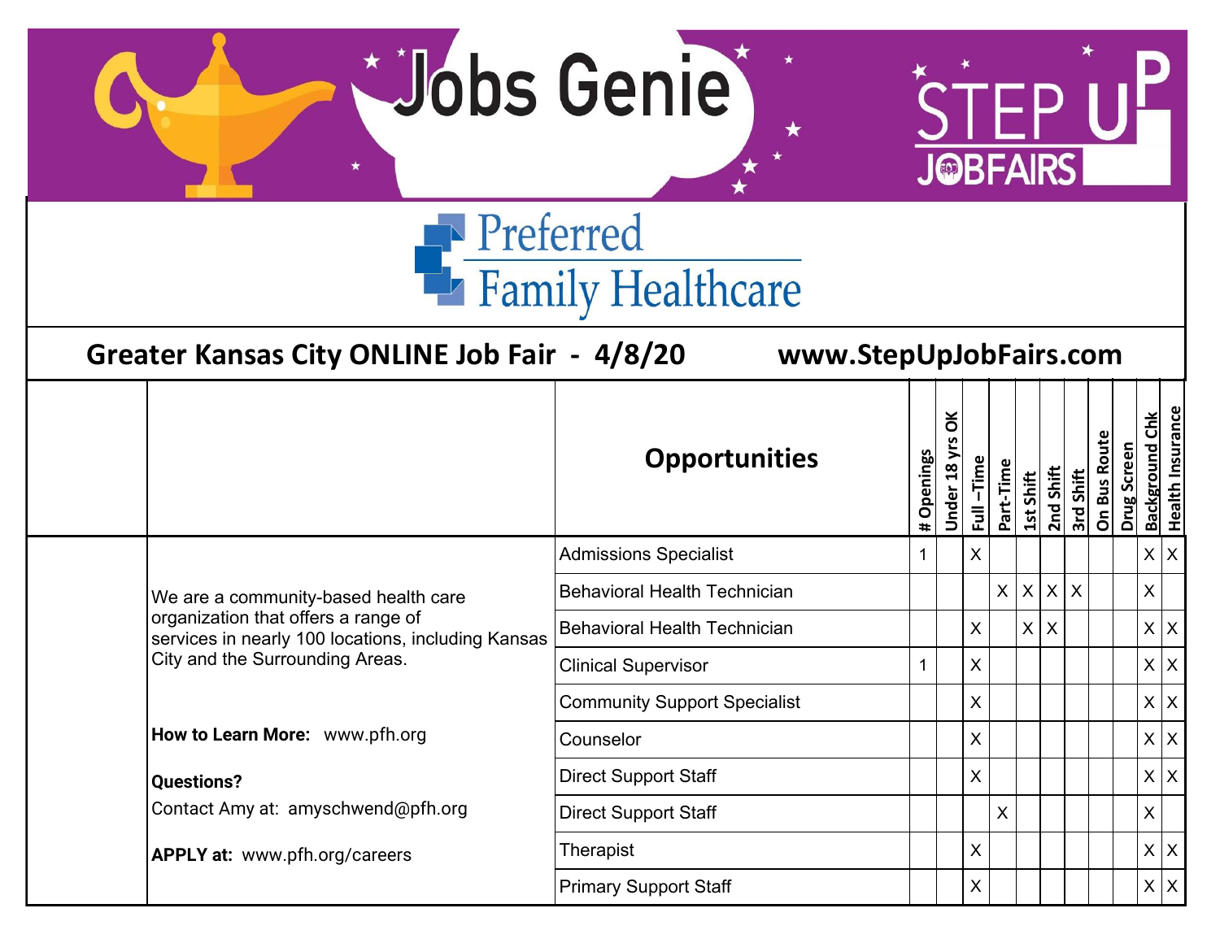# Jobs Genie

STEP UP JOBFAIRS

## Preferred Family Healthcare

**Greater Kansas City ONLINE Job Fair - 4/8/20** **www.StepUpJobFairs.com**

We are a community-based health care organization that offers a range of services in nearly 100 locations, including Kansas City and the Surrounding Areas.

**How to Learn More:** www.pfh.org

**Questions?**
Contact Amy at: amyschwend@pfh.org

**APPLY at:** www.pfh.org/careers

| Opportunities | # Openings | Under 18 yrs OK | Full –Time | Part-Time | 1st Shift | 2nd Shift | 3rd Shift | On Bus Route | Drug Screen | Background Chk | Health Insurance |
|---|---|---|---|---|---|---|---|---|---|---|---|
| Admissions Specialist | 1 | | X | | | | | | | X | X |
| Behavioral Health Technician | | | | X | X | X | X | | | X | |
| Behavioral Health Technician | | | X | | X | X | | | | X | X |
| Clinical Supervisor | 1 | | X | | | | | | | X | X |
| Community Support Specialist | | | X | | | | | | | X | X |
| Counselor | | | X | | | | | | | X | X |
| Direct Support Staff | | | X | | | | | | | X | X |
| Direct Support Staff | | | | X | | | | | | X | |
| Therapist | | | X | | | | | | | X | X |
| Primary Support Staff | | | X | | | | | | | X | X |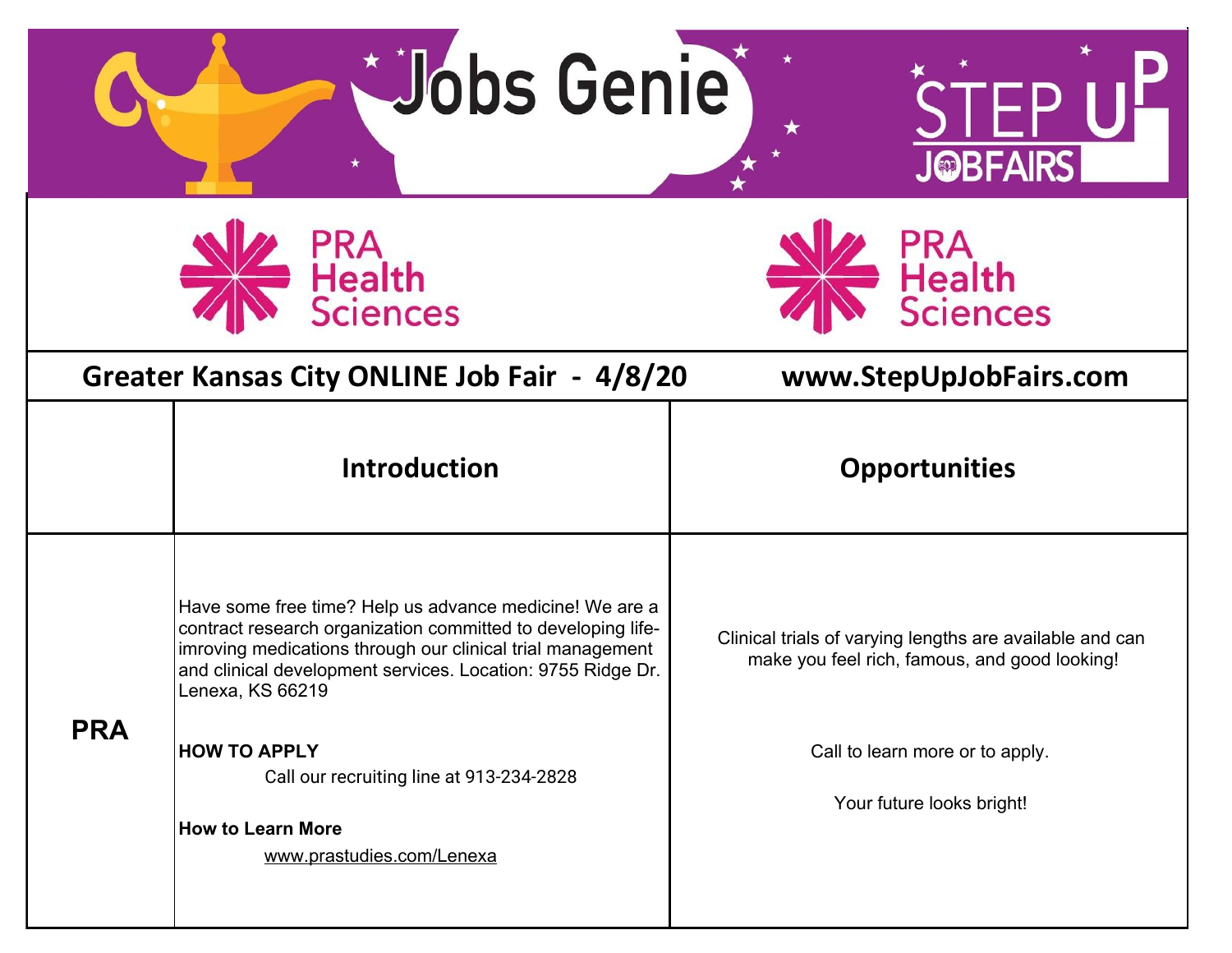# Jobs Genie

STEP UP JOBFAIRS

PRA Health Sciences

PRA Health Sciences

**Greater Kansas City ONLINE Job Fair - 4/8/20** | **www.StepUpJobFairs.com**

| | Introduction | Opportunities |
|---|---|---|
| **PRA** | Have some free time? Help us advance medicine! We are a contract research organization committed to developing life-imroving medications through our clinical trial management and clinical development services. Location: 9755 Ridge Dr. Lenexa, KS 66219<br><br>**HOW TO APPLY**<br>Call our recruiting line at 913-234-2828<br><br>**How to Learn More**<br>www.prastudies.com/Lenexa | Clinical trials of varying lengths are available and can make you feel rich, famous, and good looking!<br><br>Call to learn more or to apply.<br><br>Your future looks bright! |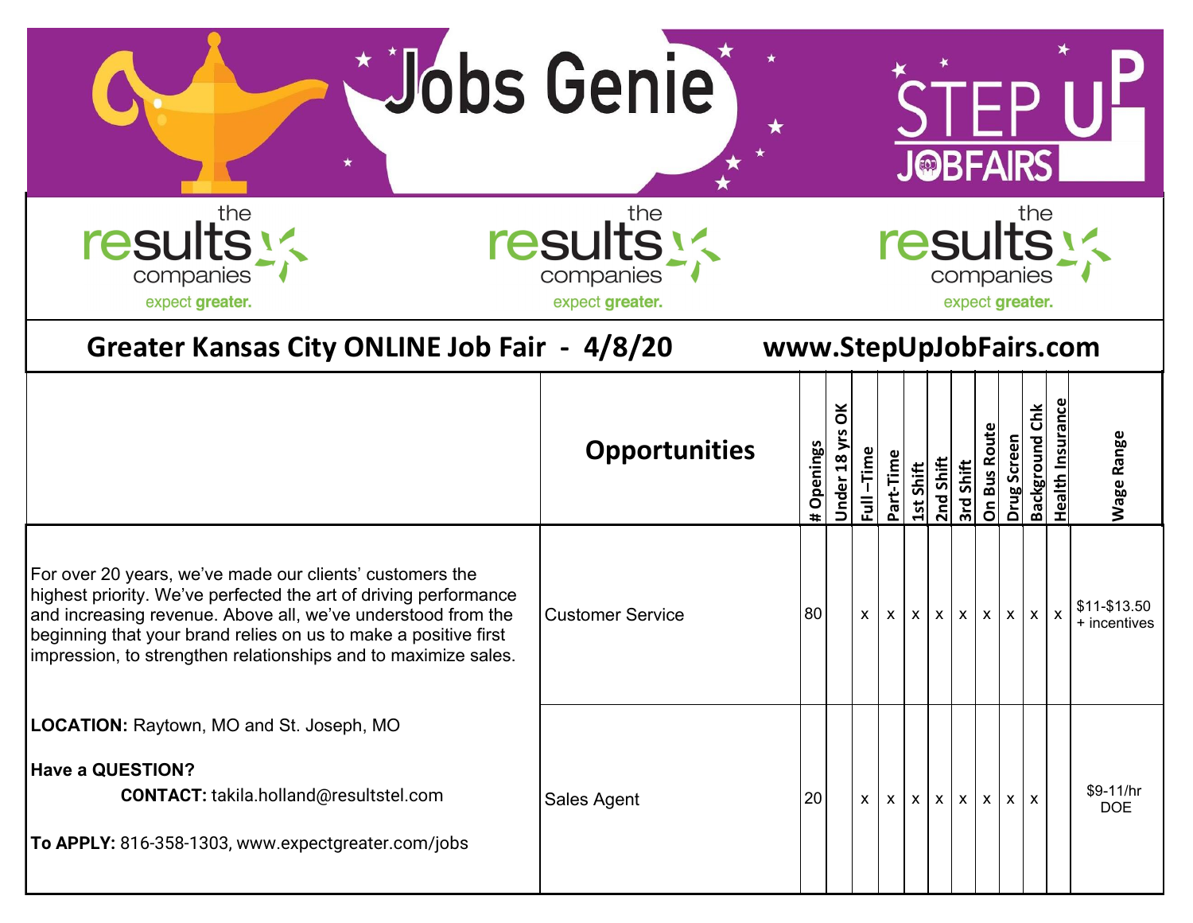# Jobs Genie

STEP UP JOBFAIRS

the results companies — expect greater.

**Greater Kansas City ONLINE Job Fair - 4/8/20** **www.StepUpJobFairs.com**

| | Opportunities | # Openings | Under 18 yrs OK | Full –Time | Part-Time | 1st Shift | 2nd Shift | 3rd Shift | On Bus Route | Drug Screen | Background Chk | Health Insurance | Wage Range |
|---|---|---|---|---|---|---|---|---|---|---|---|---|---|
| For over 20 years, we've made our clients' customers the highest priority. We've perfected the art of driving performance and increasing revenue. Above all, we've understood from the beginning that your brand relies on us to make a positive first impression, to strengthen relationships and to maximize sales. | Customer Service | 80 | | x | x | x | x | x | x | x | x | x | $11-$13.50 + incentives |
| **LOCATION:** Raytown, MO and St. Joseph, MO<br><br>**Have a QUESTION?**<br>**CONTACT:** takila.holland@resultstel.com<br><br>**To APPLY:** 816-358-1303, www.expectgreater.com/jobs | Sales Agent | 20 | | x | x | x | x | x | x | x | x | | $9-11/hr DOE |